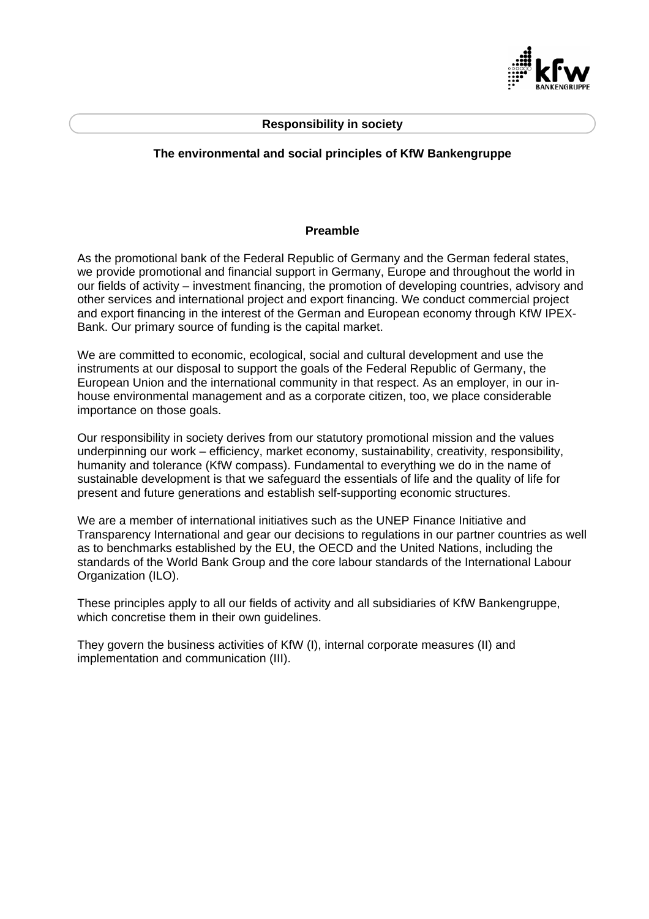**Responsibility in society**

# The environmental and social principles of KfW Bankengruppe

## Preamble

As the promotional bank of the Federal Republic of Germany and the German federal states, we provide promotional and financial support in Germany, Europe and throughout the world in our fields of activity – investment financing, the promotion of developing countries, advisory and other services and international project and export financing. We conduct commercial project and export financing in the interest of the German and European economy through KfW IPEX-Bank. Our primary source of funding is the capital market.

We are committed to economic, ecological, social and cultural development and use the instruments at our disposal to support the goals of the Federal Republic of Germany, the European Union and the international community in that respect. As an employer, in our in-house environmental management and as a corporate citizen, too, we place considerable importance on those goals.

Our responsibility in society derives from our statutory promotional mission and the values underpinning our work – efficiency, market economy, sustainability, creativity, responsibility, humanity and tolerance (KfW compass). Fundamental to everything we do in the name of sustainable development is that we safeguard the essentials of life and the quality of life for present and future generations and establish self-supporting economic structures.

We are a member of international initiatives such as the UNEP Finance Initiative and Transparency International and gear our decisions to regulations in our partner countries as well as to benchmarks established by the EU, the OECD and the United Nations, including the standards of the World Bank Group and the core labour standards of the International Labour Organization (ILO).

These principles apply to all our fields of activity and all subsidiaries of KfW Bankengruppe, which concretise them in their own guidelines.

They govern the business activities of KfW (I), internal corporate measures (II) and implementation and communication (III).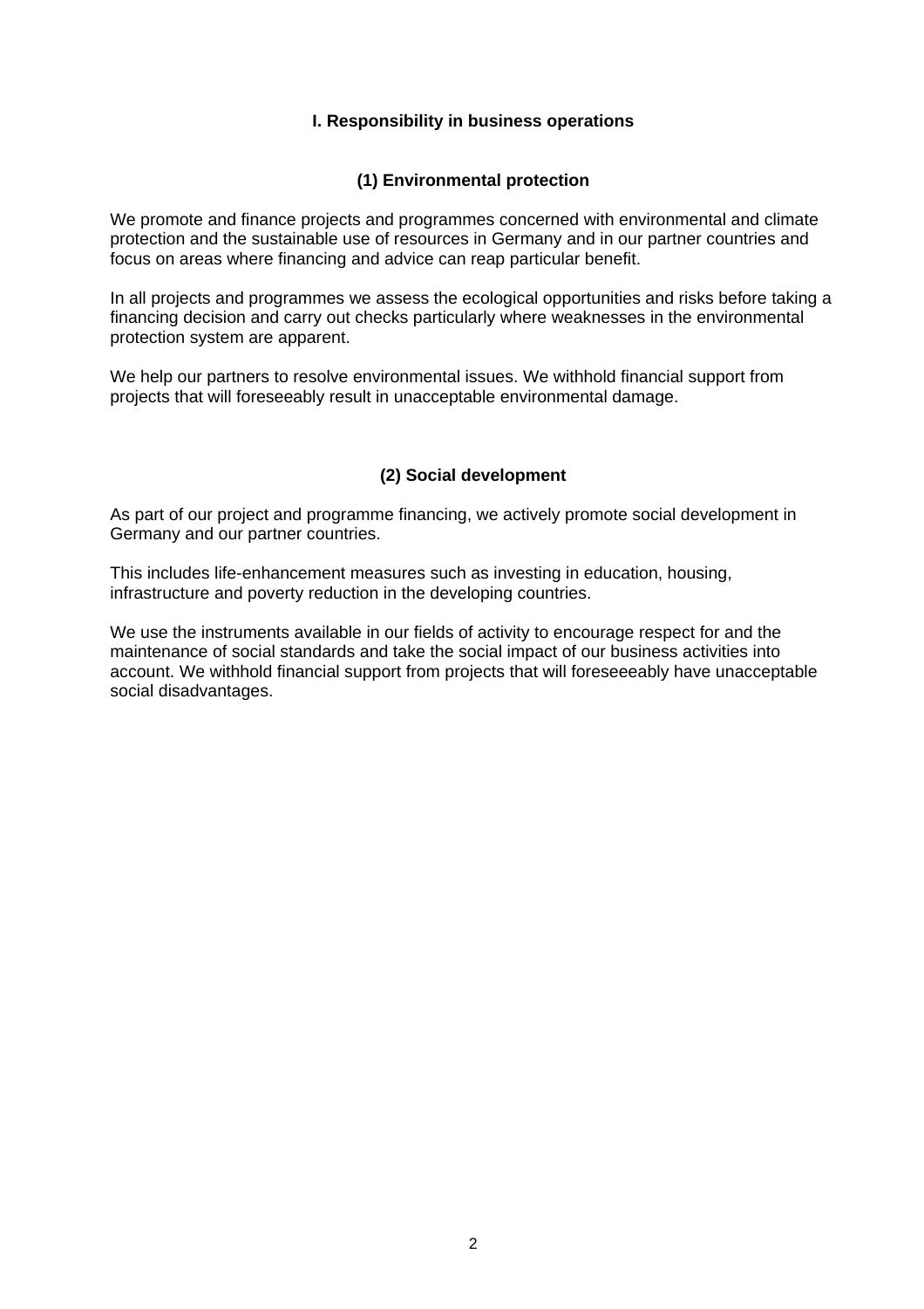## I. Responsibility in business operations

### (1) Environmental protection

We promote and finance projects and programmes concerned with environmental and climate protection and the sustainable use of resources in Germany and in our partner countries and focus on areas where financing and advice can reap particular benefit.

In all projects and programmes we assess the ecological opportunities and risks before taking a financing decision and carry out checks particularly where weaknesses in the environmental protection system are apparent.

We help our partners to resolve environmental issues. We withhold financial support from projects that will foreseeably result in unacceptable environmental damage.

### (2) Social development

As part of our project and programme financing, we actively promote social development in Germany and our partner countries.

This includes life-enhancement measures such as investing in education, housing, infrastructure and poverty reduction in the developing countries.

We use the instruments available in our fields of activity to encourage respect for and the maintenance of social standards and take the social impact of our business activities into account. We withhold financial support from projects that will foreseeeably have unacceptable social disadvantages.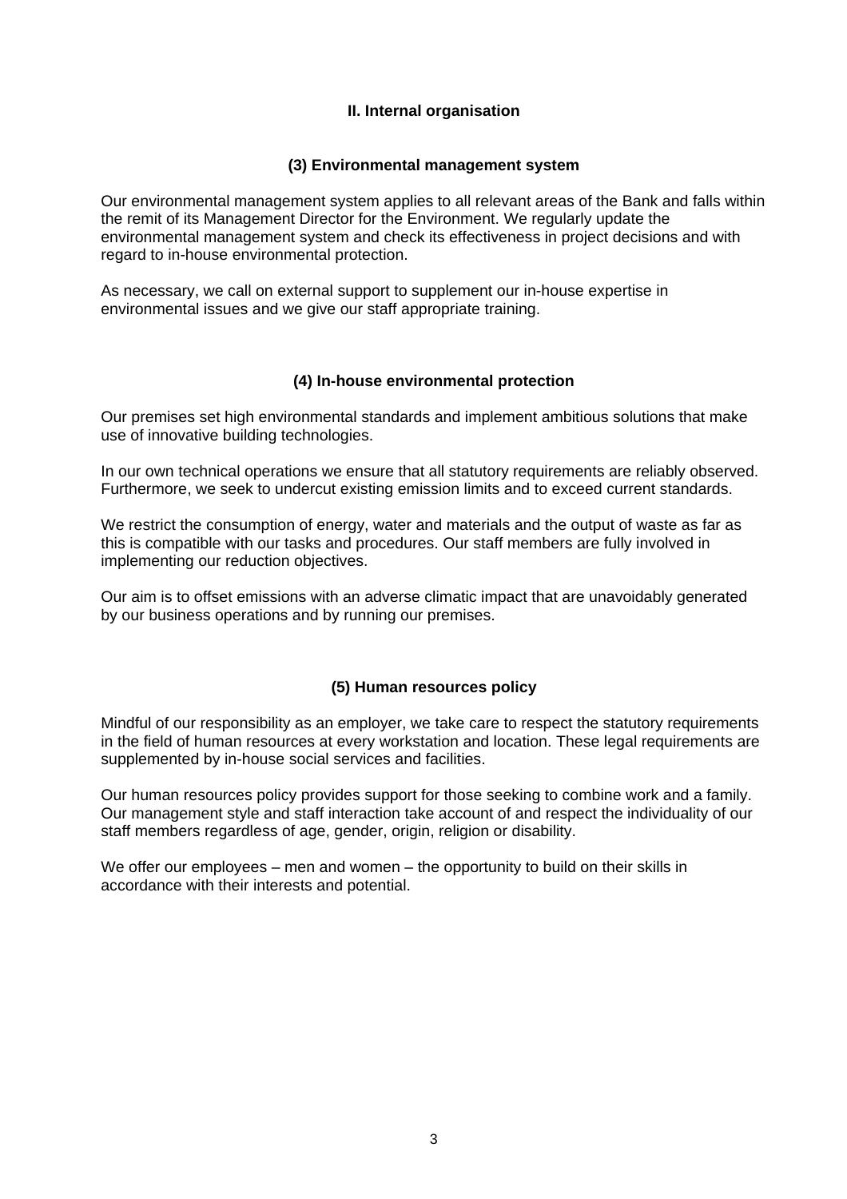## II. Internal organisation

### (3) Environmental management system

Our environmental management system applies to all relevant areas of the Bank and falls within the remit of its Management Director for the Environment. We regularly update the environmental management system and check its effectiveness in project decisions and with regard to in-house environmental protection.

As necessary, we call on external support to supplement our in-house expertise in environmental issues and we give our staff appropriate training.

### (4) In-house environmental protection

Our premises set high environmental standards and implement ambitious solutions that make use of innovative building technologies.

In our own technical operations we ensure that all statutory requirements are reliably observed. Furthermore, we seek to undercut existing emission limits and to exceed current standards.

We restrict the consumption of energy, water and materials and the output of waste as far as this is compatible with our tasks and procedures. Our staff members are fully involved in implementing our reduction objectives.

Our aim is to offset emissions with an adverse climatic impact that are unavoidably generated by our business operations and by running our premises.

### (5) Human resources policy

Mindful of our responsibility as an employer, we take care to respect the statutory requirements in the field of human resources at every workstation and location. These legal requirements are supplemented by in-house social services and facilities.

Our human resources policy provides support for those seeking to combine work and a family. Our management style and staff interaction take account of and respect the individuality of our staff members regardless of age, gender, origin, religion or disability.

We offer our employees – men and women – the opportunity to build on their skills in accordance with their interests and potential.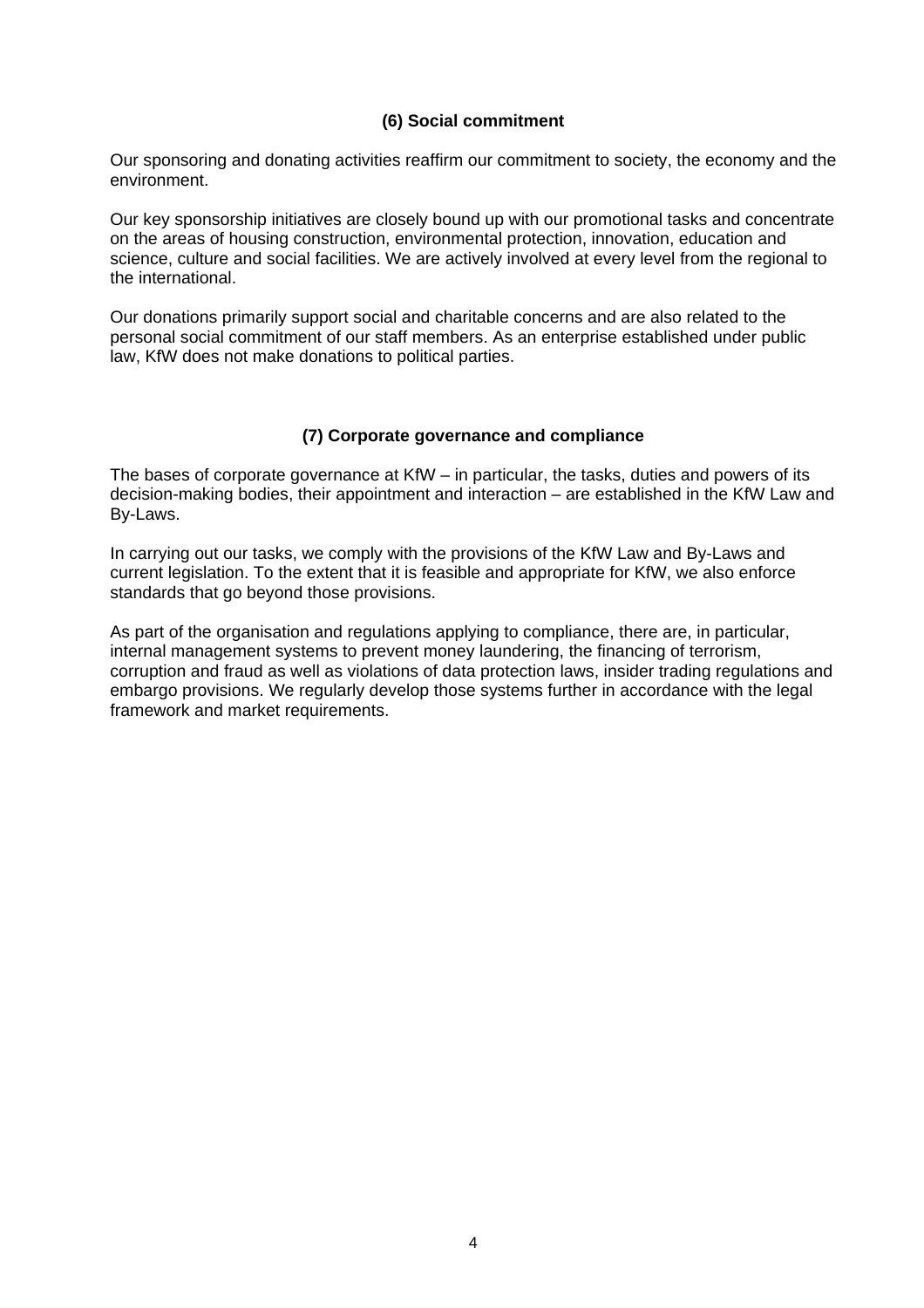## (6) Social commitment

Our sponsoring and donating activities reaffirm our commitment to society, the economy and the environment.

Our key sponsorship initiatives are closely bound up with our promotional tasks and concentrate on the areas of housing construction, environmental protection, innovation, education and science, culture and social facilities. We are actively involved at every level from the regional to the international.

Our donations primarily support social and charitable concerns and are also related to the personal social commitment of our staff members. As an enterprise established under public law, KfW does not make donations to political parties.

## (7) Corporate governance and compliance

The bases of corporate governance at KfW – in particular, the tasks, duties and powers of its decision-making bodies, their appointment and interaction – are established in the KfW Law and By-Laws.

In carrying out our tasks, we comply with the provisions of the KfW Law and By-Laws and current legislation. To the extent that it is feasible and appropriate for KfW, we also enforce standards that go beyond those provisions.

As part of the organisation and regulations applying to compliance, there are, in particular, internal management systems to prevent money laundering, the financing of terrorism, corruption and fraud as well as violations of data protection laws, insider trading regulations and embargo provisions. We regularly develop those systems further in accordance with the legal framework and market requirements.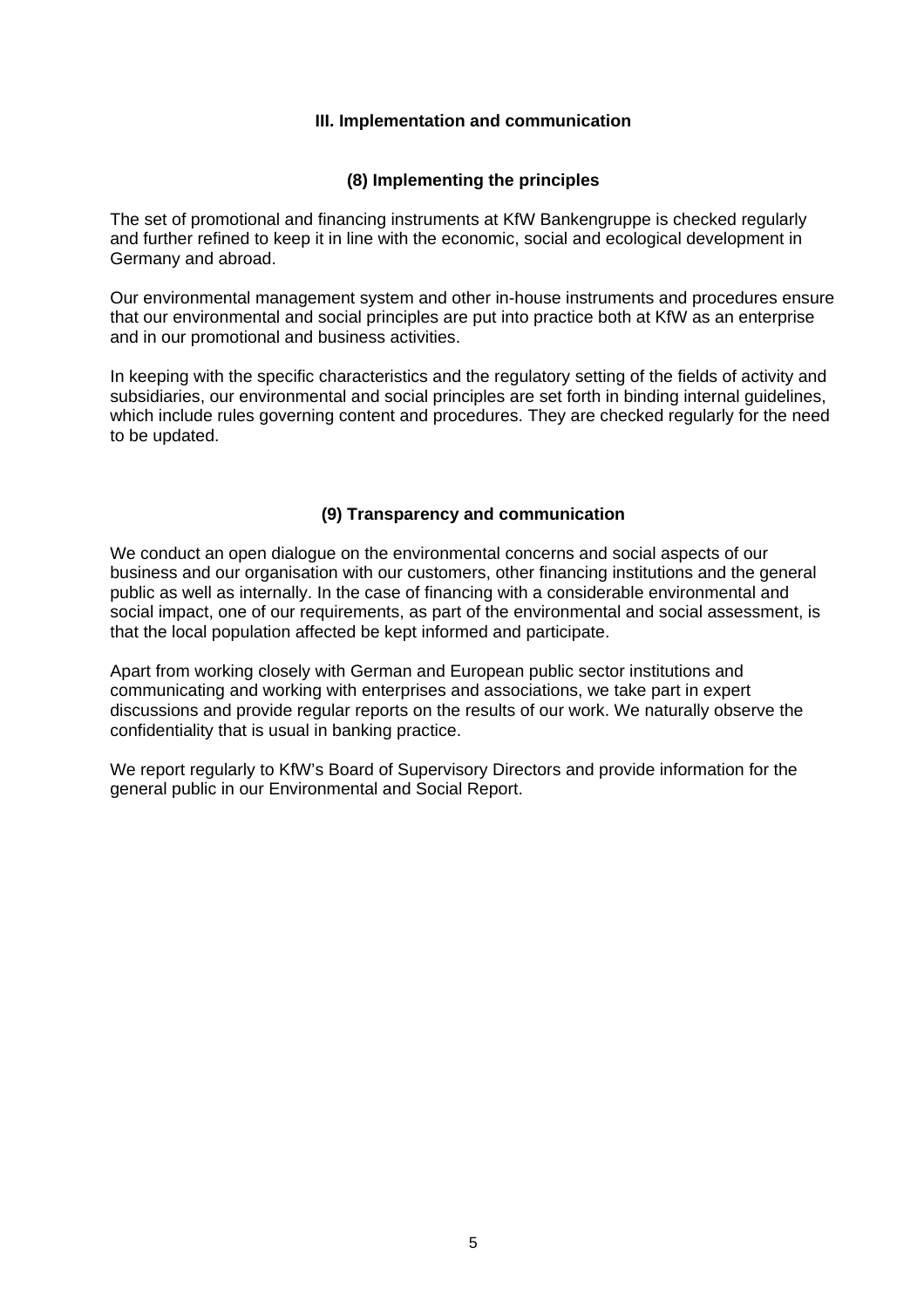## III. Implementation and communication

### (8) Implementing the principles

The set of promotional and financing instruments at KfW Bankengruppe is checked regularly and further refined to keep it in line with the economic, social and ecological development in Germany and abroad.

Our environmental management system and other in-house instruments and procedures ensure that our environmental and social principles are put into practice both at KfW as an enterprise and in our promotional and business activities.

In keeping with the specific characteristics and the regulatory setting of the fields of activity and subsidiaries, our environmental and social principles are set forth in binding internal guidelines, which include rules governing content and procedures. They are checked regularly for the need to be updated.

### (9) Transparency and communication

We conduct an open dialogue on the environmental concerns and social aspects of our business and our organisation with our customers, other financing institutions and the general public as well as internally. In the case of financing with a considerable environmental and social impact, one of our requirements, as part of the environmental and social assessment, is that the local population affected be kept informed and participate.

Apart from working closely with German and European public sector institutions and communicating and working with enterprises and associations, we take part in expert discussions and provide regular reports on the results of our work. We naturally observe the confidentiality that is usual in banking practice.

We report regularly to KfW's Board of Supervisory Directors and provide information for the general public in our Environmental and Social Report.